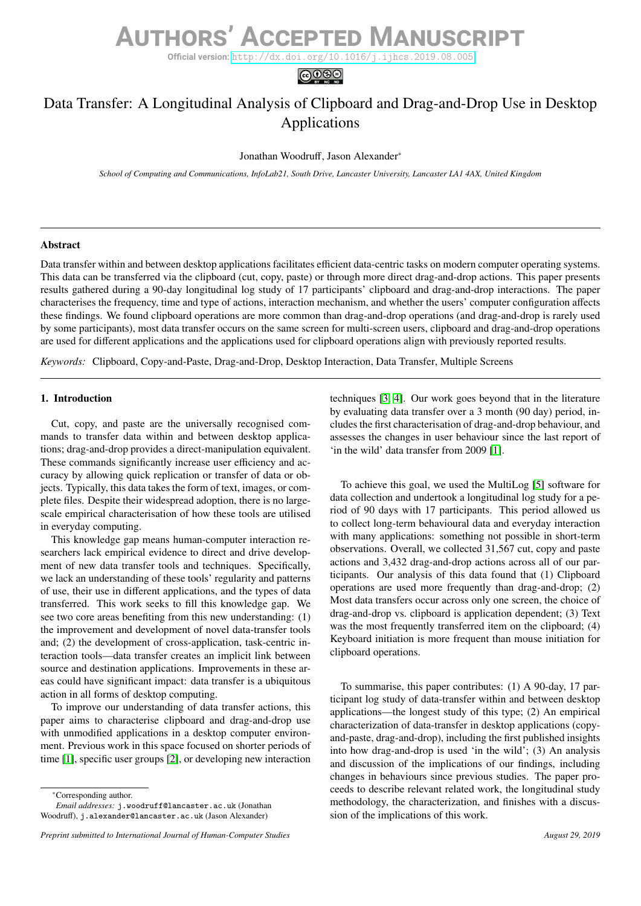# Authors' Accepted Manuscript

**Official version:** http://dx.doi.org/10.1016/j.ijhcs.2019.08.005

# Data Transfer: A Longitudinal Analysis of Clipboard and Drag-and-Drop Use in Desktop Applications

Jonathan Woodruff, Jason Alexander*

*School of Computing and Communications, InfoLab21, South Drive, Lancaster University, Lancaster LA1 4AX, United Kingdom*

---

### Abstract

Data transfer within and between desktop applications facilitates efficient data-centric tasks on modern computer operating systems. This data can be transferred via the clipboard (cut, copy, paste) or through more direct drag-and-drop actions. This paper presents results gathered during a 90-day longitudinal log study of 17 participants' clipboard and drag-and-drop interactions. The paper characterises the frequency, time and type of actions, interaction mechanism, and whether the users' computer configuration affects these findings. We found clipboard operations are more common than drag-and-drop operations (and drag-and-drop is rarely used by some participants), most data transfer occurs on the same screen for multi-screen users, clipboard and drag-and-drop operations are used for different applications and the applications used for clipboard operations align with previously reported results.

*Keywords:* Clipboard, Copy-and-Paste, Drag-and-Drop, Desktop Interaction, Data Transfer, Multiple Screens

---

## 1. Introduction

Cut, copy, and paste are the universally recognised commands to transfer data within and between desktop applications; drag-and-drop provides a direct-manipulation equivalent. These commands significantly increase user efficiency and accuracy by allowing quick replication or transfer of data or objects. Typically, this data takes the form of text, images, or complete files. Despite their widespread adoption, there is no large-scale empirical characterisation of how these tools are utilised in everyday computing.

This knowledge gap means human-computer interaction researchers lack empirical evidence to direct and drive development of new data transfer tools and techniques. Specifically, we lack an understanding of these tools' regularity and patterns of use, their use in different applications, and the types of data transferred. This work seeks to fill this knowledge gap. We see two core areas benefiting from this new understanding: (1) the improvement and development of novel data-transfer tools and; (2) the development of cross-application, task-centric interaction tools—data transfer creates an implicit link between source and destination applications. Improvements in these areas could have significant impact: data transfer is a ubiquitous action in all forms of desktop computing.

To improve our understanding of data transfer actions, this paper aims to characterise clipboard and drag-and-drop use with unmodified applications in a desktop computer environment. Previous work in this space focused on shorter periods of time [1], specific user groups [2], or developing new interaction techniques [3, 4]. Our work goes beyond that in the literature by evaluating data transfer over a 3 month (90 day) period, includes the first characterisation of drag-and-drop behaviour, and assesses the changes in user behaviour since the last report of 'in the wild' data transfer from 2009 [1].

To achieve this goal, we used the MultiLog [5] software for data collection and undertook a longitudinal log study for a period of 90 days with 17 participants. This period allowed us to collect long-term behavioural data and everyday interaction with many applications: something not possible in short-term observations. Overall, we collected 31,567 cut, copy and paste actions and 3,432 drag-and-drop actions across all of our participants. Our analysis of this data found that (1) Clipboard operations are used more frequently than drag-and-drop; (2) Most data transfers occur across only one screen, the choice of drag-and-drop vs. clipboard is application dependent; (3) Text was the most frequently transferred item on the clipboard; (4) Keyboard initiation is more frequent than mouse initiation for clipboard operations.

To summarise, this paper contributes: (1) A 90-day, 17 participant log study of data-transfer within and between desktop applications—the longest study of this type; (2) An empirical characterization of data-transfer in desktop applications (copy-and-paste, drag-and-drop), including the first published insights into how drag-and-drop is used 'in the wild'; (3) An analysis and discussion of the implications of our findings, including changes in behaviours since previous studies. The paper proceeds to describe relevant related work, the longitudinal study methodology, the characterization, and finishes with a discussion of the implications of this work.

*Corresponding author.
*Email addresses:* j.woodruff@lancaster.ac.uk (Jonathan Woodruff), j.alexander@lancaster.ac.uk (Jason Alexander)

*Preprint submitted to International Journal of Human-Computer Studies* — *August 29, 2019*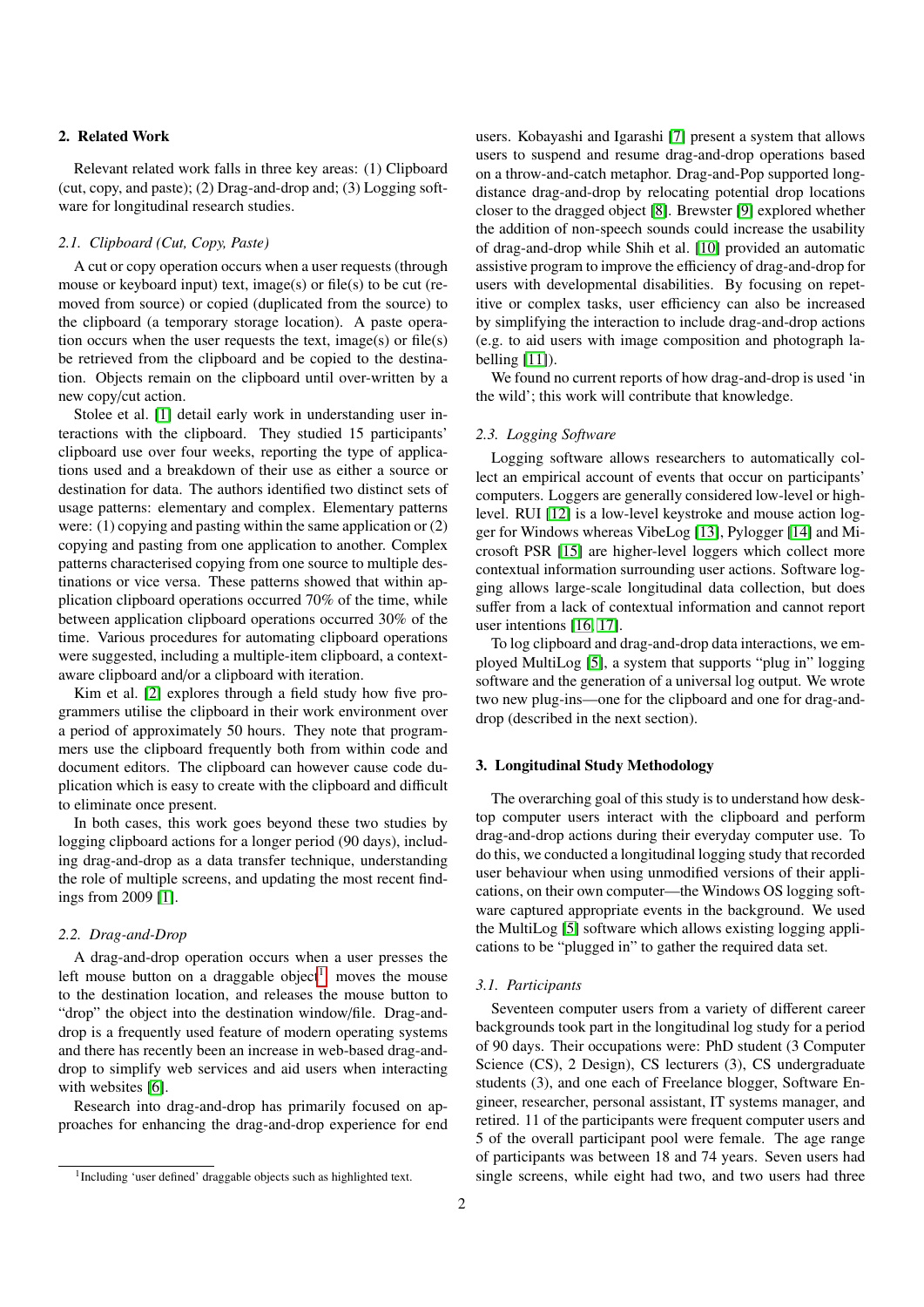## 2. Related Work

Relevant related work falls in three key areas: (1) Clipboard (cut, copy, and paste); (2) Drag-and-drop and; (3) Logging software for longitudinal research studies.

### 2.1. Clipboard (Cut, Copy, Paste)

A cut or copy operation occurs when a user requests (through mouse or keyboard input) text, image(s) or file(s) to be cut (removed from source) or copied (duplicated from the source) to the clipboard (a temporary storage location). A paste operation occurs when the user requests the text, image(s) or file(s) be retrieved from the clipboard and be copied to the destination. Objects remain on the clipboard until over-written by a new copy/cut action.

Stolee et al. [1] detail early work in understanding user interactions with the clipboard. They studied 15 participants' clipboard use over four weeks, reporting the type of applications used and a breakdown of their use as either a source or destination for data. The authors identified two distinct sets of usage patterns: elementary and complex. Elementary patterns were: (1) copying and pasting within the same application or (2) copying and pasting from one application to another. Complex patterns characterised copying from one source to multiple destinations or vice versa. These patterns showed that within application clipboard operations occurred 70% of the time, while between application clipboard operations occurred 30% of the time. Various procedures for automating clipboard operations were suggested, including a multiple-item clipboard, a context-aware clipboard and/or a clipboard with iteration.

Kim et al. [2] explores through a field study how five programmers utilise the clipboard in their work environment over a period of approximately 50 hours. They note that programmers use the clipboard frequently both from within code and document editors. The clipboard can however cause code duplication which is easy to create with the clipboard and difficult to eliminate once present.

In both cases, this work goes beyond these two studies by logging clipboard actions for a longer period (90 days), including drag-and-drop as a data transfer technique, understanding the role of multiple screens, and updating the most recent findings from 2009 [1].

### 2.2. Drag-and-Drop

A drag-and-drop operation occurs when a user presses the left mouse button on a draggable object[1], moves the mouse to the destination location, and releases the mouse button to "drop" the object into the destination window/file. Drag-and-drop is a frequently used feature of modern operating systems and there has recently been an increase in web-based drag-and-drop to simplify web services and aid users when interacting with websites [6].

Research into drag-and-drop has primarily focused on approaches for enhancing the drag-and-drop experience for end users. Kobayashi and Igarashi [7] present a system that allows users to suspend and resume drag-and-drop operations based on a throw-and-catch metaphor. Drag-and-Pop supported long-distance drag-and-drop by relocating potential drop locations closer to the dragged object [8]. Brewster [9] explored whether the addition of non-speech sounds could increase the usability of drag-and-drop while Shih et al. [10] provided an automatic assistive program to improve the efficiency of drag-and-drop for users with developmental disabilities. By focusing on repetitive or complex tasks, user efficiency can also be increased by simplifying the interaction to include drag-and-drop actions (e.g. to aid users with image composition and photograph labelling [11]).

We found no current reports of how drag-and-drop is used 'in the wild'; this work will contribute that knowledge.

### 2.3. Logging Software

Logging software allows researchers to automatically collect an empirical account of events that occur on participants' computers. Loggers are generally considered low-level or high-level. RUI [12] is a low-level keystroke and mouse action logger for Windows whereas VibeLog [13], Pylogger [14] and Microsoft PSR [15] are higher-level loggers which collect more contextual information surrounding user actions. Software logging allows large-scale longitudinal data collection, but does suffer from a lack of contextual information and cannot report user intentions [16, 17].

To log clipboard and drag-and-drop data interactions, we employed MultiLog [5], a system that supports "plug in" logging software and the generation of a universal log output. We wrote two new plug-ins—one for the clipboard and one for drag-and-drop (described in the next section).

## 3. Longitudinal Study Methodology

The overarching goal of this study is to understand how desktop computer users interact with the clipboard and perform drag-and-drop actions during their everyday computer use. To do this, we conducted a longitudinal logging study that recorded user behaviour when using unmodified versions of their applications, on their own computer—the Windows OS logging software captured appropriate events in the background. We used the MultiLog [5] software which allows existing logging applications to be "plugged in" to gather the required data set.

### 3.1. Participants

Seventeen computer users from a variety of different career backgrounds took part in the longitudinal log study for a period of 90 days. Their occupations were: PhD student (3 Computer Science (CS), 2 Design), CS lecturers (3), CS undergraduate students (3), and one each of Freelance blogger, Software Engineer, researcher, personal assistant, IT systems manager, and retired. 11 of the participants were frequent computer users and 5 of the overall participant pool were female. The age range of participants was between 18 and 74 years. Seven users had single screens, while eight had two, and two users had three

[1] Including 'user defined' draggable objects such as highlighted text.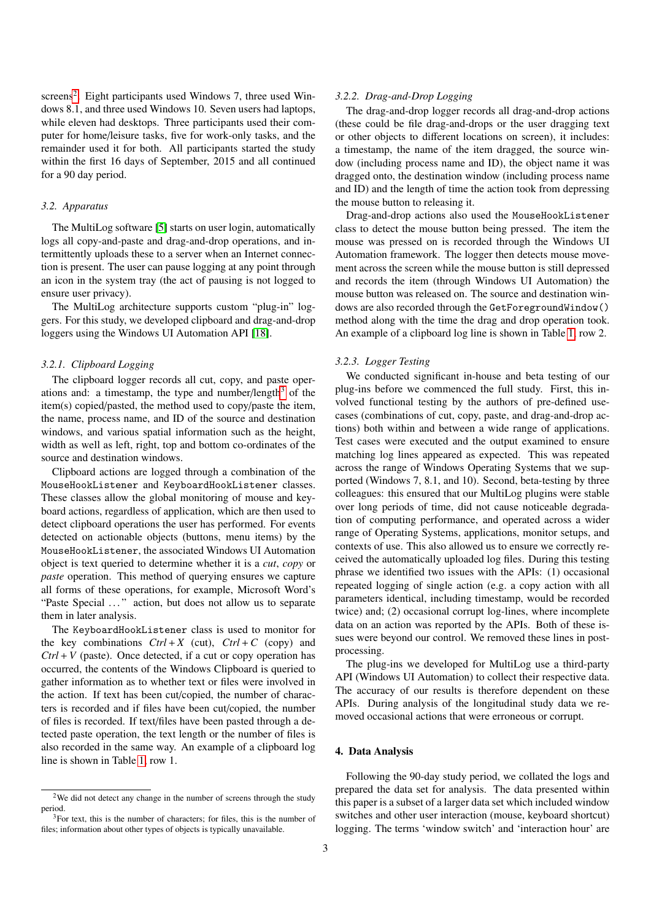screens[2]. Eight participants used Windows 7, three used Windows 8.1, and three used Windows 10. Seven users had laptops, while eleven had desktops. Three participants used their computer for home/leisure tasks, five for work-only tasks, and the remainder used it for both. All participants started the study within the first 16 days of September, 2015 and all continued for a 90 day period.

### 3.2. Apparatus

The MultiLog software [5] starts on user login, automatically logs all copy-and-paste and drag-and-drop operations, and intermittently uploads these to a server when an Internet connection is present. The user can pause logging at any point through an icon in the system tray (the act of pausing is not logged to ensure user privacy).

The MultiLog architecture supports custom "plug-in" loggers. For this study, we developed clipboard and drag-and-drop loggers using the Windows UI Automation API [18].

#### 3.2.1. Clipboard Logging

The clipboard logger records all cut, copy, and paste operations and: a timestamp, the type and number/length[3] of the item(s) copied/pasted, the method used to copy/paste the item, the name, process name, and ID of the source and destination windows, and various spatial information such as the height, width as well as left, right, top and bottom co-ordinates of the source and destination windows.

Clipboard actions are logged through a combination of the `MouseHookListener` and `KeyboardHookListener` classes. These classes allow the global monitoring of mouse and keyboard actions, regardless of application, which are then used to detect clipboard operations the user has performed. For events detected on actionable objects (buttons, menu items) by the `MouseHookListener`, the associated Windows UI Automation object is text queried to determine whether it is a *cut*, *copy* or *paste* operation. This method of querying ensures we capture all forms of these operations, for example, Microsoft Word's "Paste Special ..." action, but does not allow us to separate them in later analysis.

The `KeyboardHookListener` class is used to monitor for the key combinations *Ctrl + X* (cut), *Ctrl + C* (copy) and *Ctrl + V* (paste). Once detected, if a cut or copy operation has occurred, the contents of the Windows Clipboard is queried to gather information as to whether text or files were involved in the action. If text has been cut/copied, the number of characters is recorded and if files have been cut/copied, the number of files is recorded. If text/files have been pasted through a detected paste operation, the text length or the number of files is also recorded in the same way. An example of a clipboard log line is shown in Table 1, row 1.

#### 3.2.2. Drag-and-Drop Logging

The drag-and-drop logger records all drag-and-drop actions (these could be file drag-and-drops or the user dragging text or other objects to different locations on screen), it includes: a timestamp, the name of the item dragged, the source window (including process name and ID), the object name it was dragged onto, the destination window (including process name and ID) and the length of time the action took from depressing the mouse button to releasing it.

Drag-and-drop actions also used the `MouseHookListener` class to detect the mouse button being pressed. The item the mouse was pressed on is recorded through the Windows UI Automation framework. The logger then detects mouse movement across the screen while the mouse button is still depressed and records the item (through Windows UI Automation) the mouse button was released on. The source and destination windows are also recorded through the `GetForegroundWindow()` method along with the time the drag and drop operation took. An example of a clipboard log line is shown in Table 1, row 2.

#### 3.2.3. Logger Testing

We conducted significant in-house and beta testing of our plug-ins before we commenced the full study. First, this involved functional testing by the authors of pre-defined use-cases (combinations of cut, copy, paste, and drag-and-drop actions) both within and between a wide range of applications. Test cases were executed and the output examined to ensure matching log lines appeared as expected. This was repeated across the range of Windows Operating Systems that we supported (Windows 7, 8.1, and 10). Second, beta-testing by three colleagues: this ensured that our MultiLog plugins were stable over long periods of time, did not cause noticeable degradation of computing performance, and operated across a wider range of Operating Systems, applications, monitor setups, and contexts of use. This also allowed us to ensure we correctly received the automatically uploaded log files. During this testing phrase we identified two issues with the APIs: (1) occasional repeated logging of single action (e.g. a copy action with all parameters identical, including timestamp, would be recorded twice) and; (2) occasional corrupt log-lines, where incomplete data on an action was reported by the APIs. Both of these issues were beyond our control. We removed these lines in post-processing.

The plug-ins we developed for MultiLog use a third-party API (Windows UI Automation) to collect their respective data. The accuracy of our results is therefore dependent on these APIs. During analysis of the longitudinal study data we removed occasional actions that were erroneous or corrupt.

## 4. Data Analysis

Following the 90-day study period, we collated the logs and prepared the data set for analysis. The data presented within this paper is a subset of a larger data set which included window switches and other user interaction (mouse, keyboard shortcut) logging. The terms 'window switch' and 'interaction hour' are

---

[2] We did not detect any change in the number of screens through the study period.

[3] For text, this is the number of characters; for files, this is the number of files; information about other types of objects is typically unavailable.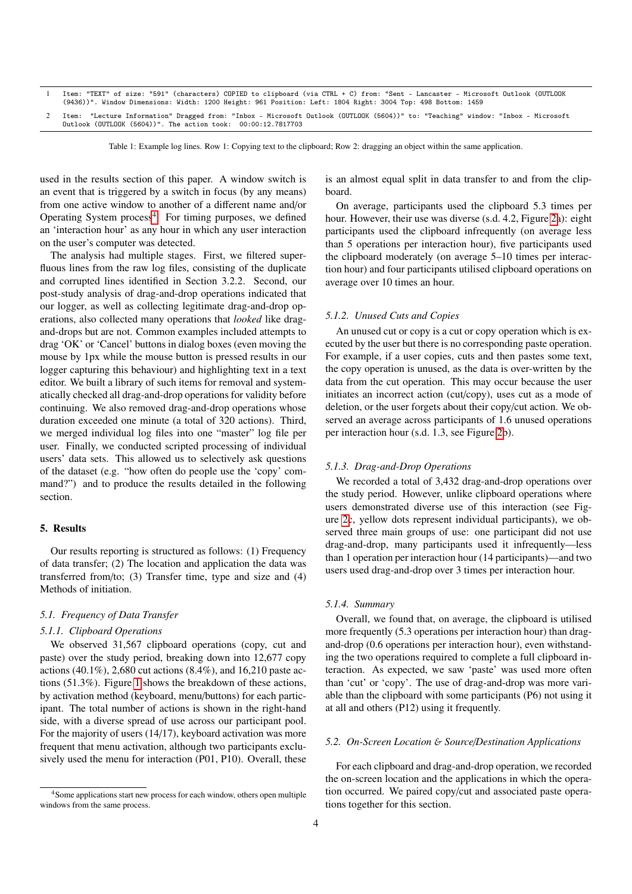| | |
|---|---|
| 1 | Item: "TEXT" of size: "591" (characters) COPIED to clipboard (via CTRL + C) from: "Sent - Lancaster - Microsoft Outlook (OUTLOOK (9436))". Window Dimensions: Width: 1200 Height: 961 Position: Left: 1804 Right: 3004 Top: 498 Bottom: 1459 |
| 2 | Item: "Lecture Information" Dragged from: "Inbox - Microsoft Outlook (OUTLOOK (5604))" to: "Teaching" window: "Inbox - Microsoft Outlook (OUTLOOK (5604))". The action took: 00:00:12.7817703 |

Table 1: Example log lines. Row 1: Copying text to the clipboard; Row 2: dragging an object within the same application.

used in the results section of this paper. A window switch is an event that is triggered by a switch in focus (by any means) from one active window to another of a different name and/or Operating System process[4]. For timing purposes, we defined an 'interaction hour' as any hour in which any user interaction on the user's computer was detected.

The analysis had multiple stages. First, we filtered superfluous lines from the raw log files, consisting of the duplicate and corrupted lines identified in Section 3.2.2. Second, our post-study analysis of drag-and-drop operations indicated that our logger, as well as collecting legitimate drag-and-drop operations, also collected many operations that *looked* like drag-and-drops but are not. Common examples included attempts to drag 'OK' or 'Cancel' buttons in dialog boxes (even moving the mouse by 1px while the mouse button is pressed results in our logger capturing this behaviour) and highlighting text in a text editor. We built a library of such items for removal and systematically checked all drag-and-drop operations for validity before continuing. We also removed drag-and-drop operations whose duration exceeded one minute (a total of 320 actions). Third, we merged individual log files into one "master" log file per user. Finally, we conducted scripted processing of individual users' data sets. This allowed us to selectively ask questions of the dataset (e.g. "how often do people use the 'copy' command?") and to produce the results detailed in the following section.

## 5. Results

Our results reporting is structured as follows: (1) Frequency of data transfer; (2) The location and application the data was transferred from/to; (3) Transfer time, type and size and (4) Methods of initiation.

### 5.1. Frequency of Data Transfer

#### 5.1.1. Clipboard Operations

We observed 31,567 clipboard operations (copy, cut and paste) over the study period, breaking down into 12,677 copy actions (40.1%), 2,680 cut actions (8.4%), and 16,210 paste actions (51.3%). Figure 1 shows the breakdown of these actions, by activation method (keyboard, menu/buttons) for each participant. The total number of actions is shown in the right-hand side, with a diverse spread of use across our participant pool. For the majority of users (14/17), keyboard activation was more frequent that menu activation, although two participants exclusively used the menu for interaction (P01, P10). Overall, these is an almost equal split in data transfer to and from the clipboard.

On average, participants used the clipboard 5.3 times per hour. However, their use was diverse (s.d. 4.2, Figure 2a): eight participants used the clipboard infrequently (on average less than 5 operations per interaction hour), five participants used the clipboard moderately (on average 5–10 times per interaction hour) and four participants utilised clipboard operations on average over 10 times an hour.

#### 5.1.2. Unused Cuts and Copies

An unused cut or copy is a cut or copy operation which is executed by the user but there is no corresponding paste operation. For example, if a user copies, cuts and then pastes some text, the copy operation is unused, as the data is over-written by the data from the cut operation. This may occur because the user initiates an incorrect action (cut/copy), uses cut as a mode of deletion, or the user forgets about their copy/cut action. We observed an average across participants of 1.6 unused operations per interaction hour (s.d. 1.3, see Figure 2b).

#### 5.1.3. Drag-and-Drop Operations

We recorded a total of 3,432 drag-and-drop operations over the study period. However, unlike clipboard operations where users demonstrated diverse use of this interaction (see Figure 2c, yellow dots represent individual participants), we observed three main groups of use: one participant did not use drag-and-drop, many participants used it infrequently—less than 1 operation per interaction hour (14 participants)—and two users used drag-and-drop over 3 times per interaction hour.

#### 5.1.4. Summary

Overall, we found that, on average, the clipboard is utilised more frequently (5.3 operations per interaction hour) than drag-and-drop (0.6 operations per interaction hour), even withstanding the two operations required to complete a full clipboard interaction. As expected, we saw 'paste' was used more often than 'cut' or 'copy'. The use of drag-and-drop was more variable than the clipboard with some participants (P6) not using it at all and others (P12) using it frequently.

### 5.2. On-Screen Location & Source/Destination Applications

For each clipboard and drag-and-drop operation, we recorded the on-screen location and the applications in which the operation occurred. We paired copy/cut and associated paste operations together for this section.

[4] Some applications start new process for each window, others open multiple windows from the same process.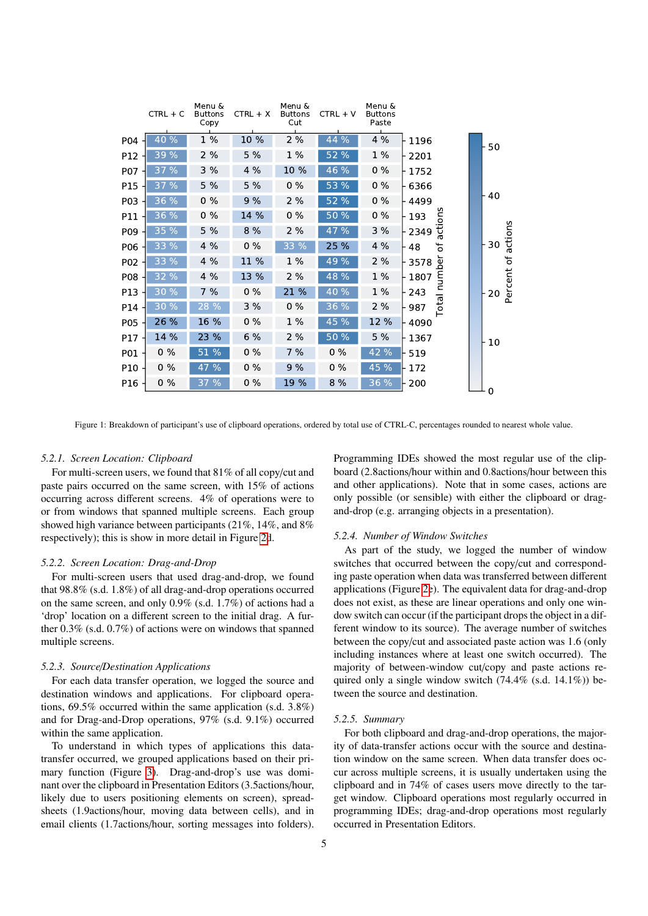|  | CTRL + C | Menu & Buttons Copy | CTRL + X | Menu & Buttons Cut | CTRL + V | Menu & Buttons Paste | Total number of actions |
|---|---|---|---|---|---|---|---|
| P04 | 40 % | 1 % | 10 % | 2 % | 44 % | 4 % | 1196 |
| P12 | 39 % | 2 % | 5 % | 1 % | 52 % | 1 % | 2201 |
| P07 | 37 % | 3 % | 4 % | 10 % | 46 % | 0 % | 1752 |
| P15 | 37 % | 5 % | 5 % | 0 % | 53 % | 0 % | 6366 |
| P03 | 36 % | 0 % | 9 % | 2 % | 52 % | 0 % | 4499 |
| P11 | 36 % | 0 % | 14 % | 0 % | 50 % | 0 % | 193 |
| P09 | 35 % | 5 % | 8 % | 2 % | 47 % | 3 % | 2349 |
| P06 | 33 % | 4 % | 0 % | 33 % | 25 % | 4 % | 48 |
| P02 | 33 % | 4 % | 11 % | 1 % | 49 % | 2 % | 3578 |
| P08 | 32 % | 4 % | 13 % | 2 % | 48 % | 1 % | 1807 |
| P13 | 30 % | 7 % | 0 % | 21 % | 40 % | 1 % | 243 |
| P14 | 30 % | 28 % | 3 % | 0 % | 36 % | 2 % | 987 |
| P05 | 26 % | 16 % | 0 % | 1 % | 45 % | 12 % | 4090 |
| P17 | 14 % | 23 % | 6 % | 2 % | 50 % | 5 % | 1367 |
| P01 | 0 % | 51 % | 0 % | 7 % | 0 % | 42 % | 519 |
| P10 | 0 % | 47 % | 0 % | 9 % | 0 % | 45 % | 172 |
| P16 | 0 % | 37 % | 0 % | 19 % | 8 % | 36 % | 200 |

Figure 1: Breakdown of participant's use of clipboard operations, ordered by total use of CTRL-C, percentages rounded to nearest whole value.

#### 5.2.1. *Screen Location: Clipboard*

For multi-screen users, we found that 81% of all copy/cut and paste pairs occurred on the same screen, with 15% of actions occurring across different screens. 4% of operations were to or from windows that spanned multiple screens. Each group showed high variance between participants (21%, 14%, and 8% respectively); this is show in more detail in Figure 2d.

#### 5.2.2. *Screen Location: Drag-and-Drop*

For multi-screen users that used drag-and-drop, we found that 98.8% (s.d. 1.8%) of all drag-and-drop operations occurred on the same screen, and only 0.9% (s.d. 1.7%) of actions had a 'drop' location on a different screen to the initial drag. A further 0.3% (s.d. 0.7%) of actions were on windows that spanned multiple screens.

#### 5.2.3. *Source/Destination Applications*

For each data transfer operation, we logged the source and destination windows and applications. For clipboard operations, 69.5% occurred within the same application (s.d. 3.8%) and for Drag-and-Drop operations, 97% (s.d. 9.1%) occurred within the same application.

To understand in which types of applications this data-transfer occurred, we grouped applications based on their primary function (Figure 3). Drag-and-Drop's use was dominant over the clipboard in Presentation Editors (3.5actions/hour, likely due to users positioning elements on screen), spreadsheets (1.9actions/hour, moving data between cells), and in email clients (1.7actions/hour, sorting messages into folders). Programming IDEs showed the most regular use of the clipboard (2.8actions/hour within and 0.8actions/hour between this and other applications). Note that in some cases, actions are only possible (or sensible) with either the clipboard or drag-and-drop (e.g. arranging objects in a presentation).

#### 5.2.4. *Number of Window Switches*

As part of the study, we logged the number of window switches that occurred between the copy/cut and corresponding paste operation when data was transferred between different applications (Figure 2e). The equivalent data for drag-and-drop does not exist, as these are linear operations and only one window switch can occur (if the participant drops the object in a different window to its source). The average number of switches between the copy/cut and associated paste action was 1.6 (only including instances where at least one switch occurred). The majority of between-window cut/copy and paste actions required only a single window switch (74.4% (s.d. 14.1%)) between the source and destination.

#### 5.2.5. *Summary*

For both clipboard and drag-and-drop operations, the majority of data-transfer actions occur with the source and destination window on the same screen. When data transfer does occur across multiple screens, it is usually undertaken using the clipboard and in 74% of cases users move directly to the target window. Clipboard operations most regularly occurred in programming IDEs; drag-and-drop operations most regularly occurred in Presentation Editors.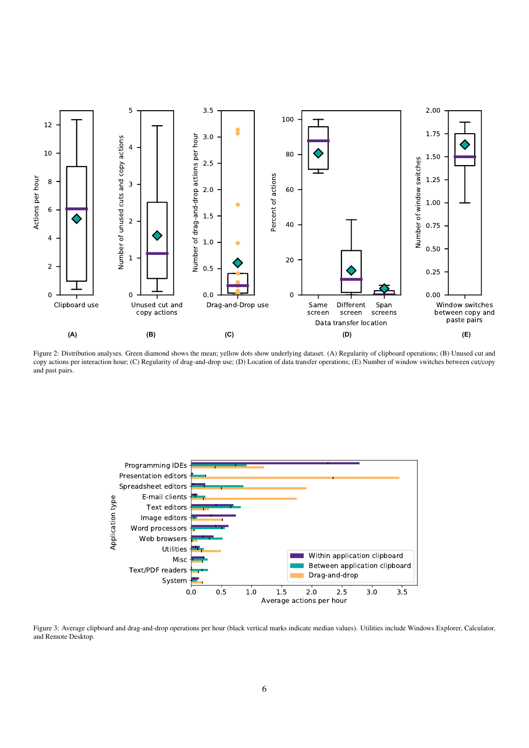Figure 2: Distribution analyses. Green diamond shows the mean; yellow dots show underlying dataset. (A) Regularity of clipboard operations; (B) Unused cut and copy actions per interaction hour; (C) Regularity of drag-and-drop use; (D) Location of data transfer operations; (E) Number of window switches between cut/copy and past pairs.

Figure 3: Average clipboard and drag-and-drop operations per hour (black vertical marks indicate median values). Utilities include Windows Explorer, Calculator, and Remote Desktop.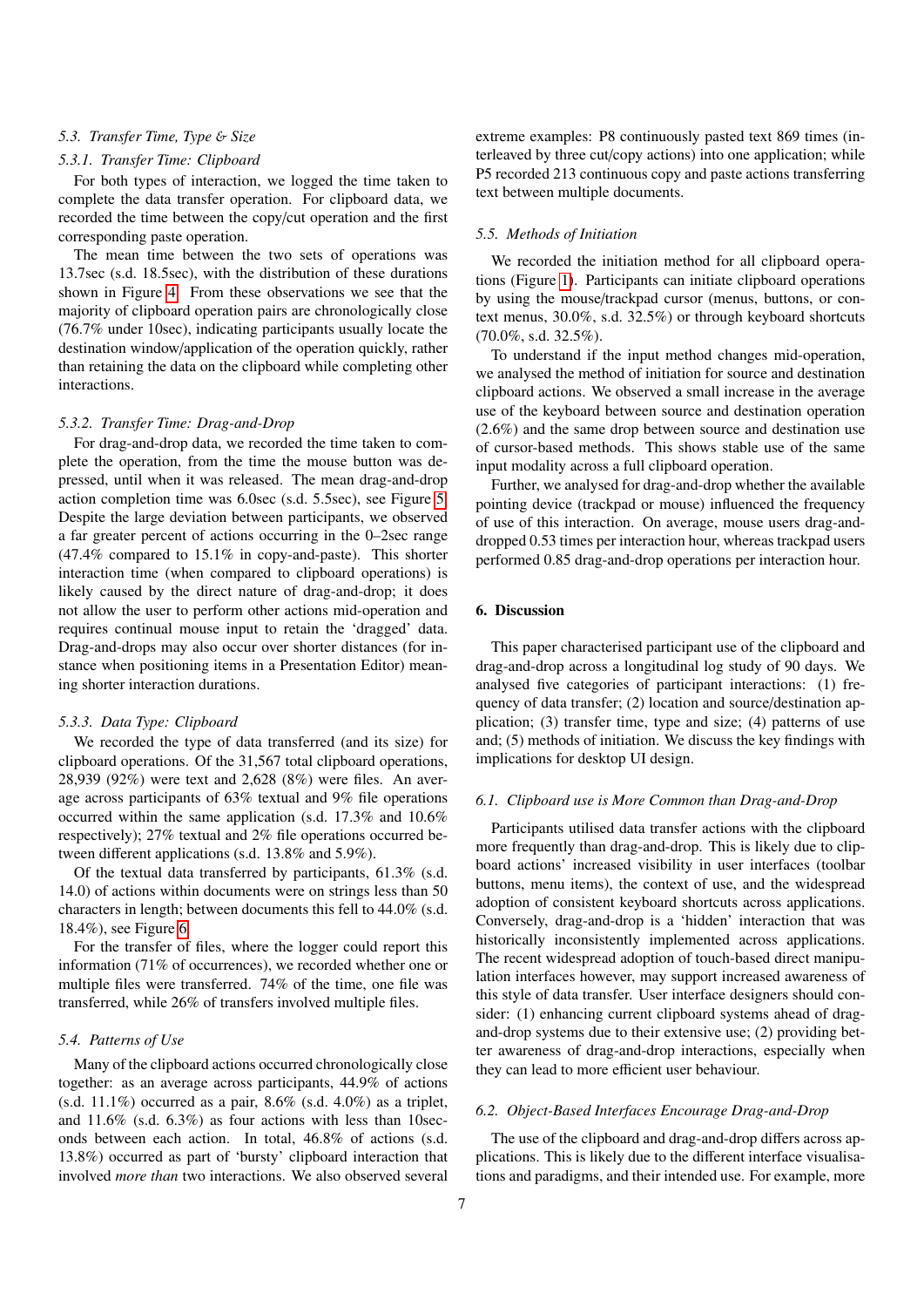### 5.3. Transfer Time, Type & Size

#### 5.3.1. Transfer Time: Clipboard

For both types of interaction, we logged the time taken to complete the data transfer operation. For clipboard data, we recorded the time between the copy/cut operation and the first corresponding paste operation.

The mean time between the two sets of operations was 13.7sec (s.d. 18.5sec), with the distribution of these durations shown in Figure 4. From these observations we see that the majority of clipboard operation pairs are chronologically close (76.7% under 10sec), indicating participants usually locate the destination window/application of the operation quickly, rather than retaining the data on the clipboard while completing other interactions.

#### 5.3.2. Transfer Time: Drag-and-Drop

For drag-and-drop data, we recorded the time taken to complete the operation, from the time the mouse button was depressed, until when it was released. The mean drag-and-drop action completion time was 6.0sec (s.d. 5.5sec), see Figure 5. Despite the large deviation between participants, we observed a far greater percent of actions occurring in the 0–2sec range (47.4% compared to 15.1% in copy-and-paste). This shorter interaction time (when compared to clipboard operations) is likely caused by the direct nature of drag-and-drop; it does not allow the user to perform other actions mid-operation and requires continual mouse input to retain the 'dragged' data. Drag-and-drops may also occur over shorter distances (for instance when positioning items in a Presentation Editor) meaning shorter interaction durations.

#### 5.3.3. Data Type: Clipboard

We recorded the type of data transferred (and its size) for clipboard operations. Of the 31,567 total clipboard operations, 28,939 (92%) were text and 2,628 (8%) were files. An average across participants of 63% textual and 9% file operations occurred within the same application (s.d. 17.3% and 10.6% respectively); 27% textual and 2% file operations occurred between different applications (s.d. 13.8% and 5.9%).

Of the textual data transferred by participants, 61.3% (s.d. 14.0) of actions within documents were on strings less than 50 characters in length; between documents this fell to 44.0% (s.d. 18.4%), see Figure 6.

For the transfer of files, where the logger could report this information (71% of occurrences), we recorded whether one or multiple files were transferred. 74% of the time, one file was transferred, while 26% of transfers involved multiple files.

### 5.4. Patterns of Use

Many of the clipboard actions occurred chronologically close together: as an average across participants, 44.9% of actions (s.d. 11.1%) occurred as a pair, 8.6% (s.d. 4.0%) as a triplet, and 11.6% (s.d. 6.3%) as four actions with less than 10seconds between each action. In total, 46.8% of actions (s.d. 13.8%) occurred as part of 'bursty' clipboard interaction that involved *more than* two interactions. We also observed several extreme examples: P8 continuously pasted text 869 times (interleaved by three cut/copy actions) into one application; while P5 recorded 213 continuous copy and paste actions transferring text between multiple documents.

### 5.5. Methods of Initiation

We recorded the initiation method for all clipboard operations (Figure 1). Participants can initiate clipboard operations by using the mouse/trackpad cursor (menus, buttons, or context menus, 30.0%, s.d. 32.5%) or through keyboard shortcuts (70.0%, s.d. 32.5%).

To understand if the input method changes mid-operation, we analysed the method of initiation for source and destination clipboard actions. We observed a small increase in the average use of the keyboard between source and destination operation (2.6%) and the same drop between source and destination use of cursor-based methods. This shows stable use of the same input modality across a full clipboard operation.

Further, we analysed for drag-and-drop whether the available pointing device (trackpad or mouse) influenced the frequency of use of this interaction. On average, mouse users drag-and-dropped 0.53 times per interaction hour, whereas trackpad users performed 0.85 drag-and-drop operations per interaction hour.

## 6. Discussion

This paper characterised participant use of the clipboard and drag-and-drop across a longitudinal log study of 90 days. We analysed five categories of participant interactions: (1) frequency of data transfer; (2) location and source/destination application; (3) transfer time, type and size; (4) patterns of use and; (5) methods of initiation. We discuss the key findings with implications for desktop UI design.

### 6.1. Clipboard use is More Common than Drag-and-Drop

Participants utilised data transfer actions with the clipboard more frequently than drag-and-drop. This is likely due to clipboard actions' increased visibility in user interfaces (toolbar buttons, menu items), the context of use, and the widespread adoption of consistent keyboard shortcuts across applications. Conversely, drag-and-drop is a 'hidden' interaction that was historically inconsistently implemented across applications. The recent widespread adoption of touch-based direct manipulation interfaces however, may support increased awareness of this style of data transfer. User interface designers should consider: (1) enhancing current clipboard systems ahead of drag-and-drop systems due to their extensive use; (2) providing better awareness of drag-and-drop interactions, especially when they can lead to more efficient user behaviour.

### 6.2. Object-Based Interfaces Encourage Drag-and-Drop

The use of the clipboard and drag-and-drop differs across applications. This is likely due to the different interface visualisations and paradigms, and their intended use. For example, more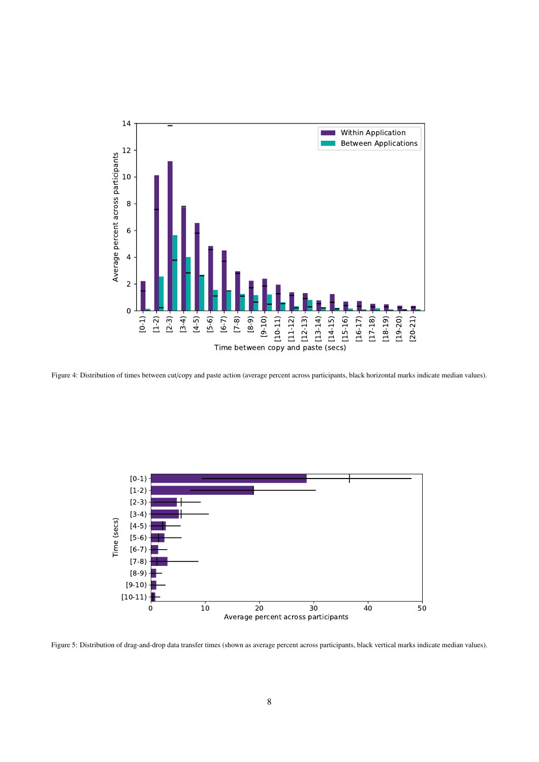Figure 4: Distribution of times between cut/copy and paste action (average percent across participants, black horizontal marks indicate median values).

Figure 5: Distribution of drag-and-drop data transfer times (shown as average percent across participants, black vertical marks indicate median values).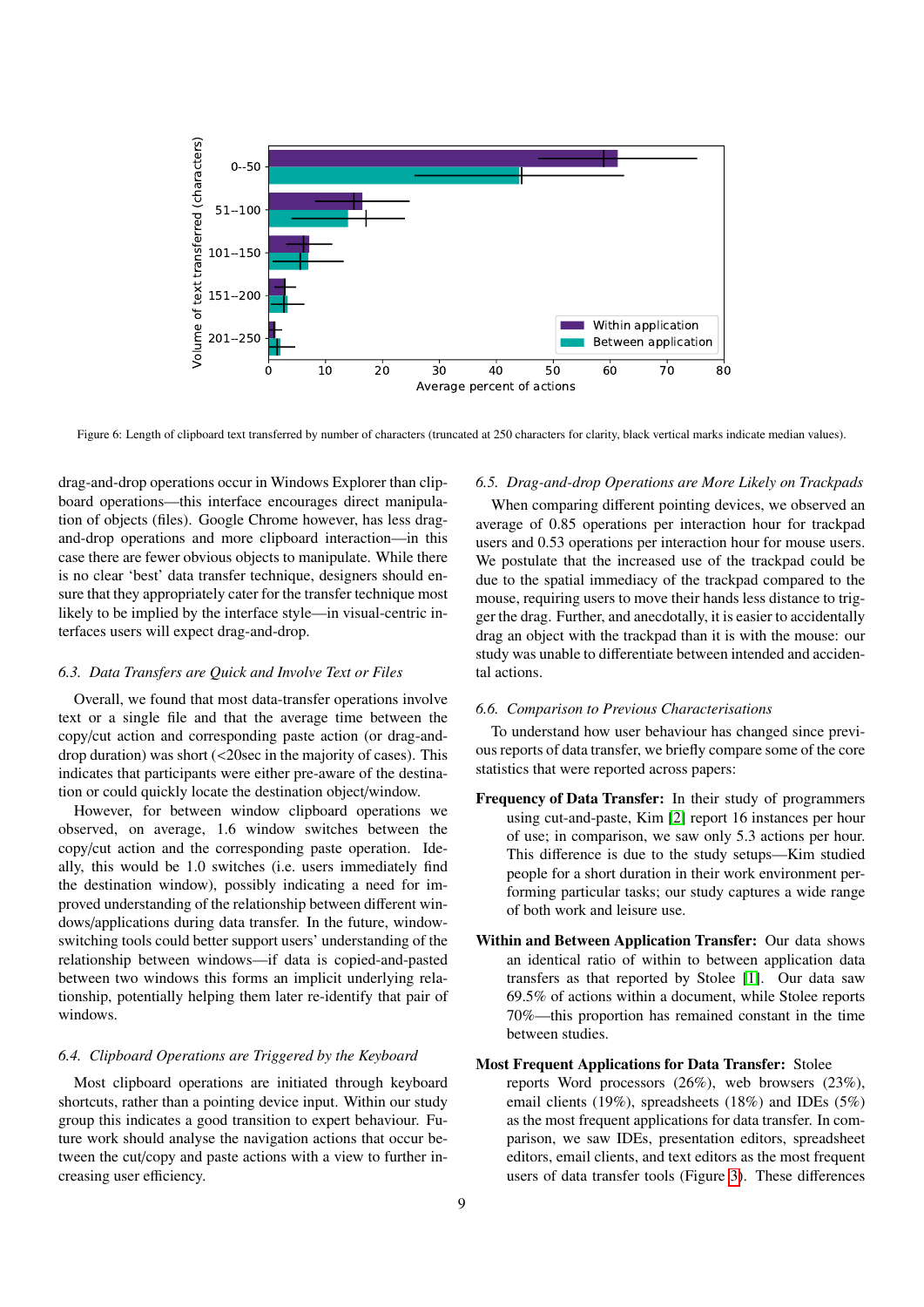Figure 6: Length of clipboard text transferred by number of characters (truncated at 250 characters for clarity, black vertical marks indicate median values).

drag-and-drop operations occur in Windows Explorer than clipboard operations—this interface encourages direct manipulation of objects (files). Google Chrome however, has less drag-and-drop operations and more clipboard interaction—in this case there are fewer obvious objects to manipulate. While there is no clear 'best' data transfer technique, designers should ensure that they appropriately cater for the transfer technique most likely to be implied by the interface style—in visual-centric interfaces users will expect drag-and-drop.

### *6.3. Data Transfers are Quick and Involve Text or Files*

Overall, we found that most data-transfer operations involve text or a single file and that the average time between the copy/cut action and corresponding paste action (or drag-and-drop duration) was short (<20sec in the majority of cases). This indicates that participants were either pre-aware of the destination or could quickly locate the destination object/window.

However, for between window clipboard operations we observed, on average, 1.6 window switches between the copy/cut action and the corresponding paste operation. Ideally, this would be 1.0 switches (i.e. users immediately find the destination window), possibly indicating a need for improved understanding of the relationship between different windows/applications during data transfer. In the future, window-switching tools could better support users' understanding of the relationship between windows—if data is copied-and-pasted between two windows this forms an implicit underlying relationship, potentially helping them later re-identify that pair of windows.

### *6.4. Clipboard Operations are Triggered by the Keyboard*

Most clipboard operations are initiated through keyboard shortcuts, rather than a pointing device input. Within our study group this indicates a good transition to expert behaviour. Future work should analyse the navigation actions that occur between the cut/copy and paste actions with a view to further increasing user efficiency.

### *6.5. Drag-and-drop Operations are More Likely on Trackpads*

When comparing different pointing devices, we observed an average of 0.85 operations per interaction hour for trackpad users and 0.53 operations per interaction hour for mouse users. We postulate that the increased use of the trackpad could be due to the spatial immediacy of the trackpad compared to the mouse, requiring users to move their hands less distance to trigger the drag. Further, and anecdotally, it is easier to accidentally drag an object with the trackpad than it is with the mouse: our study was unable to differentiate between intended and accidental actions.

### *6.6. Comparison to Previous Characterisations*

To understand how user behaviour has changed since previous reports of data transfer, we briefly compare some of the core statistics that were reported across papers:

**Frequency of Data Transfer:** In their study of programmers using cut-and-paste, Kim [2] report 16 instances per hour of use; in comparison, we saw only 5.3 actions per hour. This difference is due to the study setups—Kim studied people for a short duration in their work environment performing particular tasks; our study captures a wide range of both work and leisure use.

**Within and Between Application Transfer:** Our data shows an identical ratio of within to between application data transfers as that reported by Stolee [1]. Our data saw 69.5% of actions within a document, while Stolee reports 70%—this proportion has remained constant in the time between studies.

**Most Frequent Applications for Data Transfer:** Stolee reports Word processors (26%), web browsers (23%), email clients (19%), spreadsheets (18%) and IDEs (5%) as the most frequent applications for data transfer. In comparison, we saw IDEs, presentation editors, spreadsheet editors, email clients, and text editors as the most frequent users of data transfer tools (Figure 3). These differences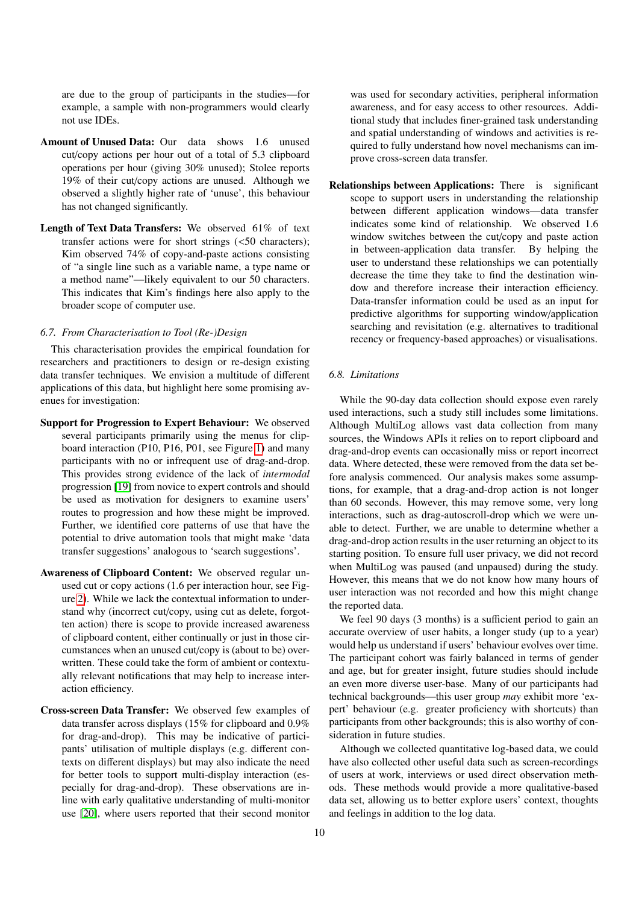are due to the group of participants in the studies—for example, a sample with non-programmers would clearly not use IDEs.

**Amount of Unused Data:** Our data shows 1.6 unused cut/copy actions per hour out of a total of 5.3 clipboard operations per hour (giving 30% unused); Stolee reports 19% of their cut/copy actions are unused. Although we observed a slightly higher rate of 'unuse', this behaviour has not changed significantly.

**Length of Text Data Transfers:** We observed 61% of text transfer actions were for short strings (<50 characters); Kim observed 74% of copy-and-paste actions consisting of "a single line such as a variable name, a type name or a method name"—likely equivalent to our 50 characters. This indicates that Kim's findings here also apply to the broader scope of computer use.

### 6.7. From Characterisation to Tool (Re-)Design

This characterisation provides the empirical foundation for researchers and practitioners to design or re-design existing data transfer techniques. We envision a multitude of different applications of this data, but highlight here some promising avenues for investigation:

**Support for Progression to Expert Behaviour:** We observed several participants primarily using the menus for clipboard interaction (P10, P16, P01, see Figure 1) and many participants with no or infrequent use of drag-and-drop. This provides strong evidence of the lack of *intermodal* progression [19] from novice to expert controls and should be used as motivation for designers to examine users' routes to progression and how these might be improved. Further, we identified core patterns of use that have the potential to drive automation tools that might make 'data transfer suggestions' analogous to 'search suggestions'.

**Awareness of Clipboard Content:** We observed regular unused cut or copy actions (1.6 per interaction hour, see Figure 2). While we lack the contextual information to understand why (incorrect cut/copy, using cut as delete, forgotten action) there is scope to provide increased awareness of clipboard content, either continually or just in those circumstances when an unused cut/copy is (about to be) overwritten. These could take the form of ambient or contextually relevant notifications that may help to increase interaction efficiency.

**Cross-screen Data Transfer:** We observed few examples of data transfer across displays (15% for clipboard and 0.9% for drag-and-drop). This may be indicative of participants' utilisation of multiple displays (e.g. different contexts on different displays) but may also indicate the need for better tools to support multi-display interaction (especially for drag-and-drop). These observations are inline with early qualitative understanding of multi-monitor use [20], where users reported that their second monitor was used for secondary activities, peripheral information awareness, and for easy access to other resources. Additional study that includes finer-grained task understanding and spatial understanding of windows and activities is required to fully understand how novel mechanisms can improve cross-screen data transfer.

**Relationships between Applications:** There is significant scope to support users in understanding the relationship between different application windows—data transfer indicates some kind of relationship. We observed 1.6 window switches between the cut/copy and paste action in between-application data transfer. By helping the user to understand these relationships we can potentially decrease the time they take to find the destination window and therefore increase their interaction efficiency. Data-transfer information could be used as an input for predictive algorithms for supporting window/application searching and revisitation (e.g. alternatives to traditional recency or frequency-based approaches) or visualisations.

### 6.8. Limitations

While the 90-day data collection should expose even rarely used interactions, such a study still includes some limitations. Although MultiLog allows vast data collection from many sources, the Windows APIs it relies on to report clipboard and drag-and-drop events can occasionally miss or report incorrect data. Where detected, these were removed from the data set before analysis commenced. Our analysis makes some assumptions, for example, that a drag-and-drop action is not longer than 60 seconds. However, this may remove some, very long interactions, such as drag-autoscroll-drop which we were unable to detect. Further, we are unable to determine whether a drag-and-drop action results in the user returning an object to its starting position. To ensure full user privacy, we did not record when MultiLog was paused (and unpaused) during the study. However, this means that we do not know how many hours of user interaction was not recorded and how this might change the reported data.

We feel 90 days (3 months) is a sufficient period to gain an accurate overview of user habits, a longer study (up to a year) would help us understand if users' behaviour evolves over time. The participant cohort was fairly balanced in terms of gender and age, but for greater insight, future studies should include an even more diverse user-base. Many of our participants had technical backgrounds—this user group *may* exhibit more 'expert' behaviour (e.g. greater proficiency with shortcuts) than participants from other backgrounds; this is also worthy of consideration in future studies.

Although we collected quantitative log-based data, we could have also collected other useful data such as screen-recordings of users at work, interviews or used direct observation methods. These methods would provide a more qualitative-based data set, allowing us to better explore users' context, thoughts and feelings in addition to the log data.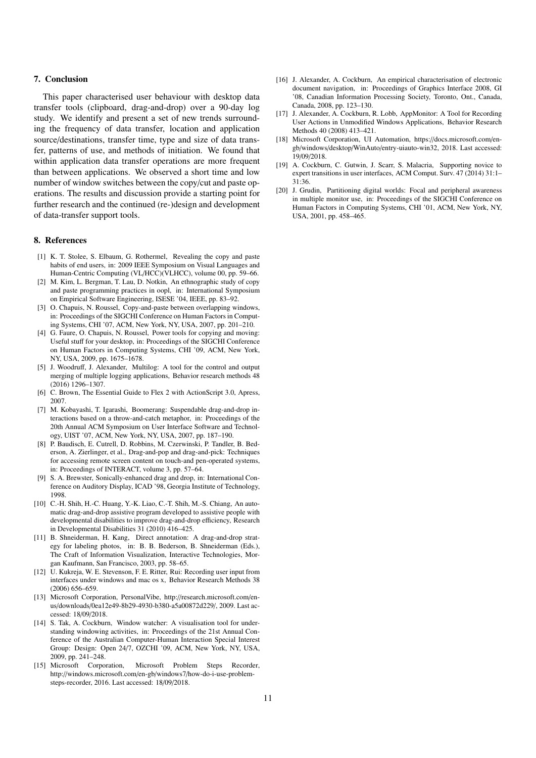## 7. Conclusion

This paper characterised user behaviour with desktop data transfer tools (clipboard, drag-and-drop) over a 90-day log study. We identify and present a set of new trends surrounding the frequency of data transfer, location and application source/destinations, transfer time, type and size of data transfer, patterns of use, and methods of initiation. We found that within application data transfer operations are more frequent than between applications. We observed a short time and low number of window switches between the copy/cut and paste operations. The results and discussion provide a starting point for further research and the continued (re-)design and development of data-transfer support tools.

## 8. References

[1] K. T. Stolee, S. Elbaum, G. Rothermel, Revealing the copy and paste habits of end users, in: 2009 IEEE Symposium on Visual Languages and Human-Centric Computing (VL/HCC)(VLHCC), volume 00, pp. 59–66.

[2] M. Kim, L. Bergman, T. Lau, D. Notkin, An ethnographic study of copy and paste programming practices in oopl, in: International Symposium on Empirical Software Engineering, ISESE '04, IEEE, pp. 83–92.

[3] O. Chapuis, N. Roussel, Copy-and-paste between overlapping windows, in: Proceedings of the SIGCHI Conference on Human Factors in Computing Systems, CHI '07, ACM, New York, NY, USA, 2007, pp. 201–210.

[4] G. Faure, O. Chapuis, N. Roussel, Power tools for copying and moving: Useful stuff for your desktop, in: Proceedings of the SIGCHI Conference on Human Factors in Computing Systems, CHI '09, ACM, New York, NY, USA, 2009, pp. 1675–1678.

[5] J. Woodruff, J. Alexander, Multilog: A tool for the control and output merging of multiple logging applications, Behavior research methods 48 (2016) 1296–1307.

[6] C. Brown, The Essential Guide to Flex 2 with ActionScript 3.0, Apress, 2007.

[7] M. Kobayashi, T. Igarashi, Boomerang: Suspendable drag-and-drop interactions based on a throw-and-catch metaphor, in: Proceedings of the 20th Annual ACM Symposium on User Interface Software and Technology, UIST '07, ACM, New York, NY, USA, 2007, pp. 187–190.

[8] P. Baudisch, E. Cutrell, D. Robbins, M. Czerwinski, P. Tandler, B. Bederson, A. Zierlinger, et al., Drag-and-pop and drag-and-pick: Techniques for accessing remote screen content on touch-and pen-operated systems, in: Proceedings of INTERACT, volume 3, pp. 57–64.

[9] S. A. Brewster, Sonically-enhanced drag and drop, in: International Conference on Auditory Display, ICAD '98, Georgia Institute of Technology, 1998.

[10] C.-H. Shih, H.-C. Huang, Y.-K. Liao, C.-T. Shih, M.-S. Chiang, An automatic drag-and-drop assistive program developed to assistive people with developmental disabilities to improve drag-and-drop efficiency, Research in Developmental Disabilities 31 (2010) 416–425.

[11] B. Shneiderman, H. Kang, Direct annotation: A drag-and-drop strategy for labeling photos, in: B. B. Bederson, B. Shneiderman (Eds.), The Craft of Information Visualization, Interactive Technologies, Morgan Kaufmann, San Francisco, 2003, pp. 58–65.

[12] U. Kukreja, W. E. Stevenson, F. E. Ritter, Rui: Recording user input from interfaces under windows and mac os x, Behavior Research Methods 38 (2006) 656–659.

[13] Microsoft Corporation, PersonalVibe, http://research.microsoft.com/en-us/downloads/0ea12e49-8b29-4930-b380-a5a00872d229/, 2009. Last accessed: 18/09/2018.

[14] S. Tak, A. Cockburn, Window watcher: A visualisation tool for understanding windowing activities, in: Proceedings of the 21st Annual Conference of the Australian Computer-Human Interaction Special Interest Group: Design: Open 24/7, OZCHI '09, ACM, New York, NY, USA, 2009, pp. 241–248.

[15] Microsoft Corporation, Microsoft Problem Steps Recorder, http://windows.microsoft.com/en-gb/windows7/how-do-i-use-problem-steps-recorder, 2016. Last accessed: 18/09/2018.

[16] J. Alexander, A. Cockburn, An empirical characterisation of electronic document navigation, in: Proceedings of Graphics Interface 2008, GI '08, Canadian Information Processing Society, Toronto, Ont., Canada, Canada, 2008, pp. 123–130.

[17] J. Alexander, A. Cockburn, R. Lobb, AppMonitor: A Tool for Recording User Actions in Unmodified Windows Applications, Behavior Research Methods 40 (2008) 413–421.

[18] Microsoft Corporation, UI Automation, https://docs.microsoft.com/en-gb/windows/desktop/WinAuto/entry-uiauto-win32, 2018. Last accessed: 19/09/2018.

[19] A. Cockburn, C. Gutwin, J. Scarr, S. Malacria, Supporting novice to expert transitions in user interfaces, ACM Comput. Surv. 47 (2014) 31:1–31:36.

[20] J. Grudin, Partitioning digital worlds: Focal and peripheral awareness in multiple monitor use, in: Proceedings of the SIGCHI Conference on Human Factors in Computing Systems, CHI '01, ACM, New York, NY, USA, 2001, pp. 458–465.